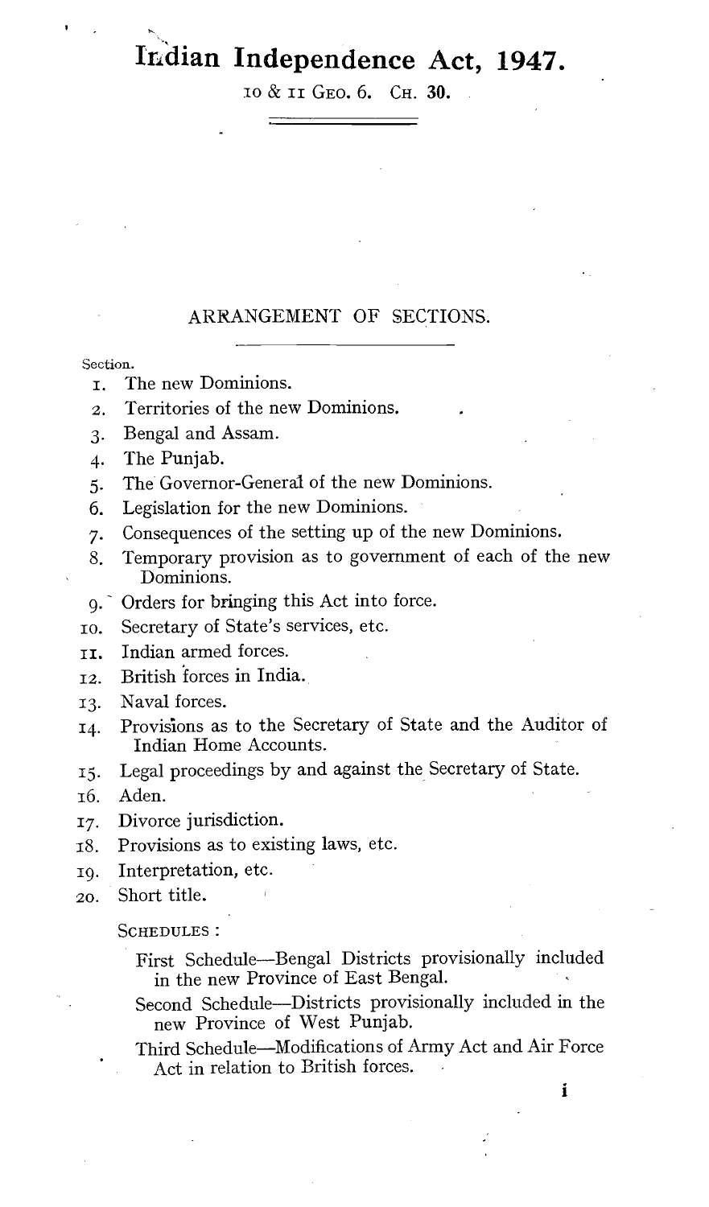# Indian Independence Act, 1947.

10 & 11 Geo. 6. Ch. 30.

## ARRANGEMENT OF SECTIONS.

Section.

1. The new Dominions.
2. Territories of the new Dominions.
3. Bengal and Assam.
4. The Punjab.
5. The Governor-General of the new Dominions.
6. Legislation for the new Dominions.
7. Consequences of the setting up of the new Dominions.
8. Temporary provision as to government of each of the new Dominions.
9. Orders for bringing this Act into force.
10. Secretary of State's services, etc.
11. Indian armed forces.
12. British forces in India.
13. Naval forces.
14. Provisions as to the Secretary of State and the Auditor of Indian Home Accounts.
15. Legal proceedings by and against the Secretary of State.
16. Aden.
17. Divorce jurisdiction.
18. Provisions as to existing laws, etc.
19. Interpretation, etc.
20. Short title.

Schedules:

First Schedule—Bengal Districts provisionally included in the new Province of East Bengal.

Second Schedule—Districts provisionally included in the new Province of West Punjab.

Third Schedule—Modifications of Army Act and Air Force Act in relation to British forces.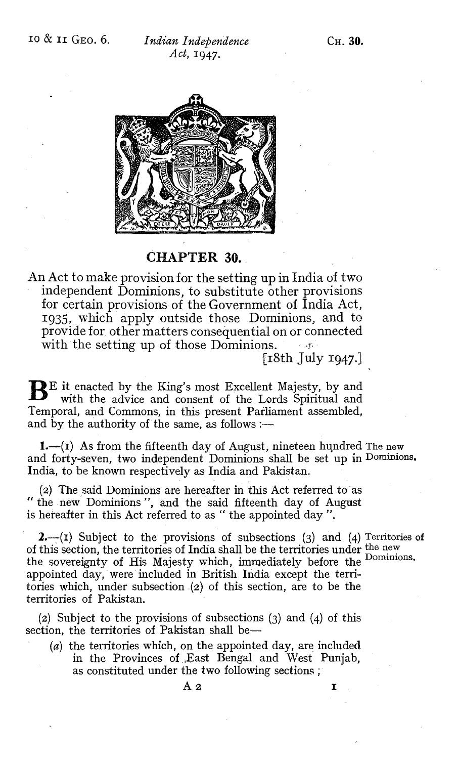# CHAPTER 30.

An Act to make provision for the setting up in India of two independent Dominions, to substitute other provisions for certain provisions of the Government of India Act, 1935, which apply outside those Dominions, and to provide for other matters consequential on or connected with the setting up of those Dominions.

[18th July 1947.]

BE it enacted by the King's most Excellent Majesty, by and with the advice and consent of the Lords Spiritual and Temporal, and Commons, in this present Parliament assembled, and by the authority of the same, as follows :—

*The new Dominions.*

**1.**—(1) As from the fifteenth day of August, nineteen hundred and forty-seven, two independent Dominions shall be set up in India, to be known respectively as India and Pakistan.

(2) The said Dominions are hereafter in this Act referred to as " the new Dominions ", and the said fifteenth day of August is hereafter in this Act referred to as " the appointed day ".

*Territories of the new Dominions.*

**2.**—(1) Subject to the provisions of subsections (3) and (4) of this section, the territories of India shall be the territories under the sovereignty of His Majesty which, immediately before the appointed day, were included in British India except the territories which, under subsection (2) of this section, are to be the territories of Pakistan.

(2) Subject to the provisions of subsections (3) and (4) of this section, the territories of Pakistan shall be—

(*a*) the territories which, on the appointed day, are included in the Provinces of East Bengal and West Punjab, as constituted under the two following sections;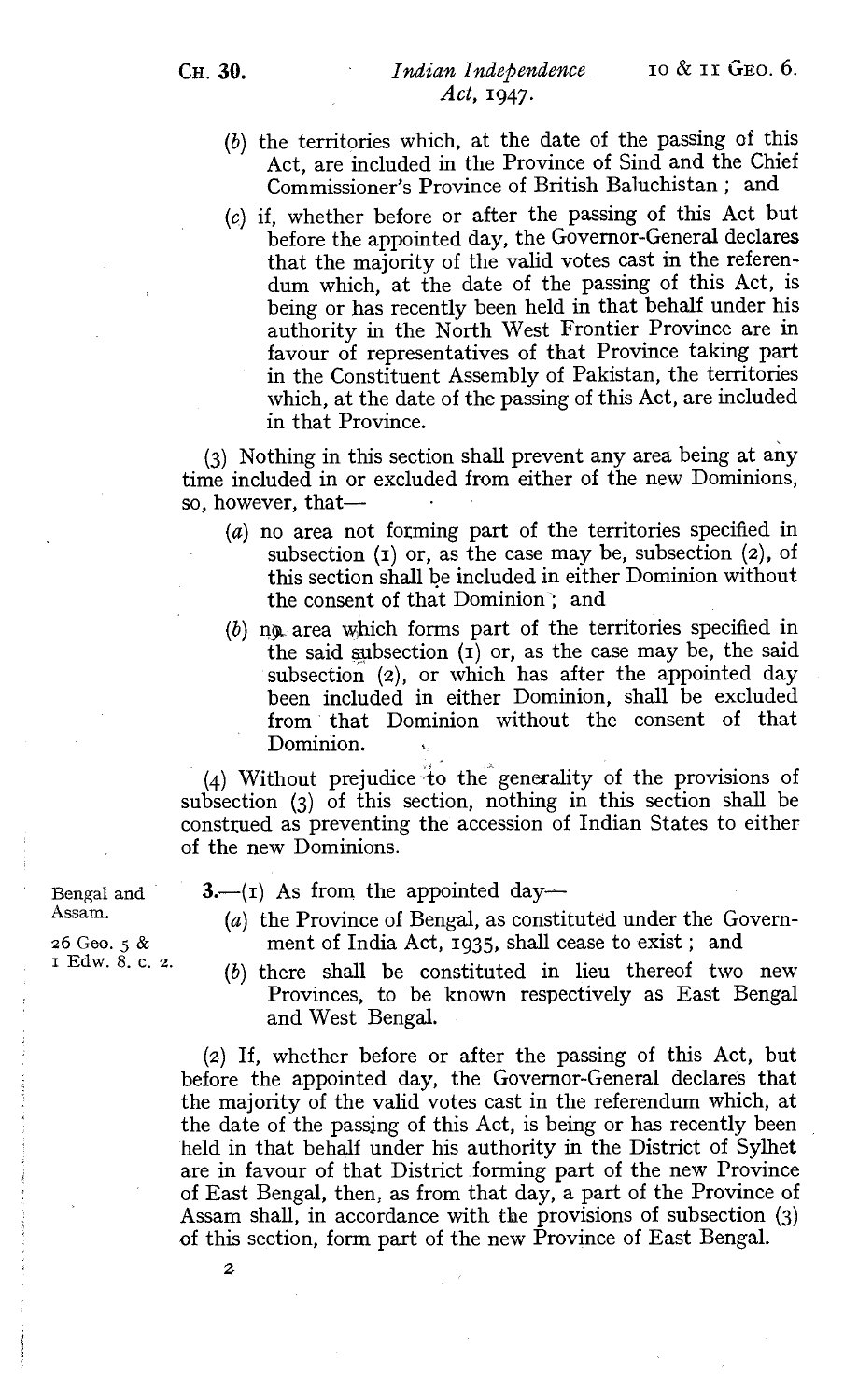(*b*) the territories which, at the date of the passing of this Act, are included in the Province of Sind and the Chief Commissioner's Province of British Baluchistan; and

(*c*) if, whether before or after the passing of this Act but before the appointed day, the Governor-General declares that the majority of the valid votes cast in the referendum which, at the date of the passing of this Act, is being or has recently been held in that behalf under his authority in the North West Frontier Province are in favour of representatives of that Province taking part in the Constituent Assembly of Pakistan, the territories which, at the date of the passing of this Act, are included in that Province.

(3) Nothing in this section shall prevent any area being at any time included in or excluded from either of the new Dominions, so, however, that—

(*a*) no area not forming part of the territories specified in subsection (1) or, as the case may be, subsection (2), of this section shall be included in either Dominion without the consent of that Dominion; and

(*b*) no area which forms part of the territories specified in the said subsection (1) or, as the case may be, the said subsection (2), or which has after the appointed day been included in either Dominion, shall be excluded from that Dominion without the consent of that Dominion.

(4) Without prejudice to the generality of the provisions of subsection (3) of this section, nothing in this section shall be construed as preventing the accession of Indian States to either of the new Dominions.

Bengal and Assam.

26 Geo. 5 & 1 Edw. 8. c. 2.

**3.**—(1) As from the appointed day—

(*a*) the Province of Bengal, as constituted under the Government of India Act, 1935, shall cease to exist; and

(*b*) there shall be constituted in lieu thereof two new Provinces, to be known respectively as East Bengal and West Bengal.

(2) If, whether before or after the passing of this Act, but before the appointed day, the Governor-General declares that the majority of the valid votes cast in the referendum which, at the date of the passing of this Act, is being or has recently been held in that behalf under his authority in the District of Sylhet are in favour of that District forming part of the new Province of East Bengal, then, as from that day, a part of the Province of Assam shall, in accordance with the provisions of subsection (3) of this section, form part of the new Province of East Bengal.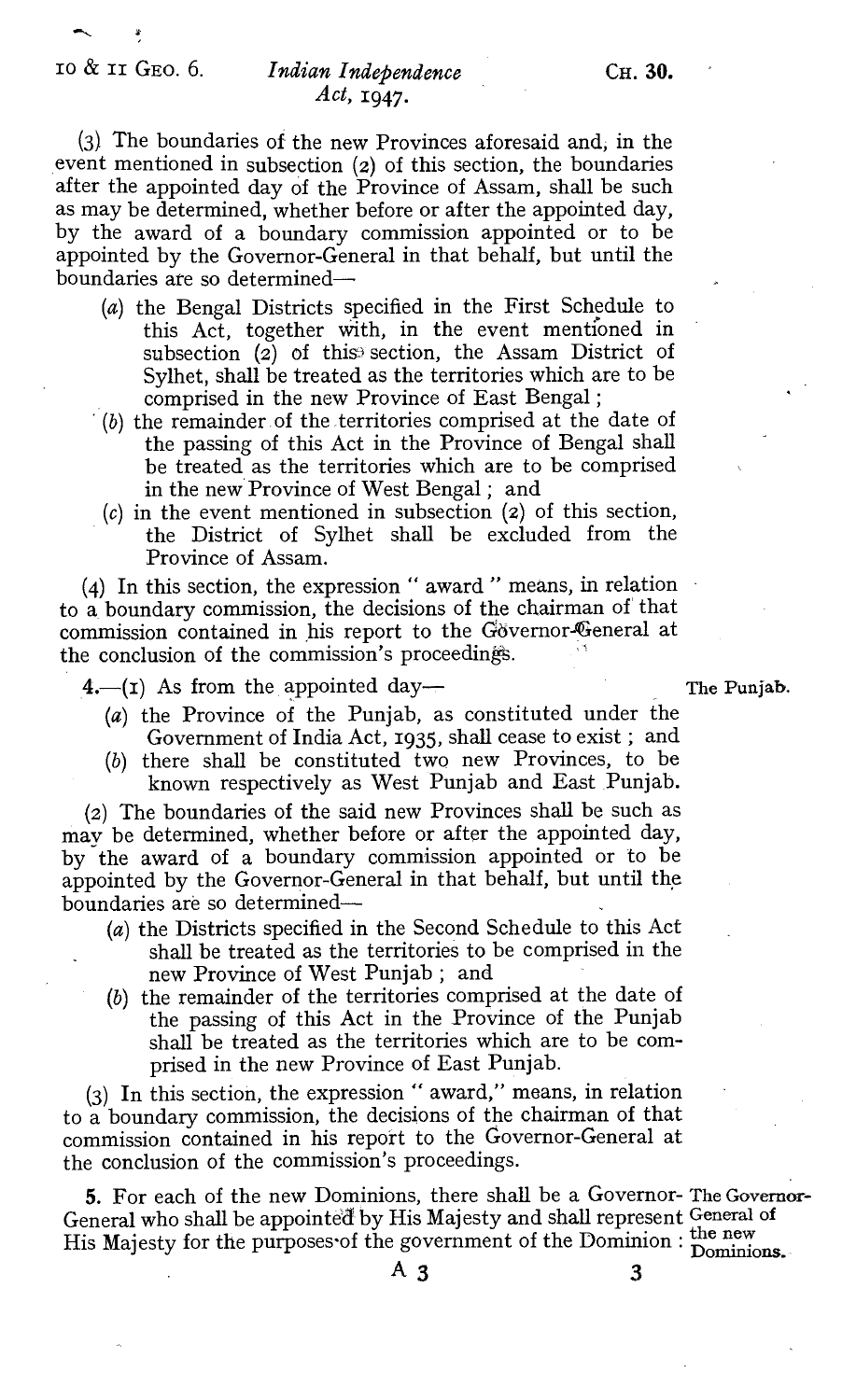(3) The boundaries of the new Provinces aforesaid and, in the event mentioned in subsection (2) of this section, the boundaries after the appointed day of the Province of Assam, shall be such as may be determined, whether before or after the appointed day, by the award of a boundary commission appointed or to be appointed by the Governor-General in that behalf, but until the boundaries are so determined—

(a) the Bengal Districts specified in the First Schedule to this Act, together with, in the event mentioned in subsection (2) of this section, the Assam District of Sylhet, shall be treated as the territories which are to be comprised in the new Province of East Bengal;

(b) the remainder of the territories comprised at the date of the passing of this Act in the Province of Bengal shall be treated as the territories which are to be comprised in the new Province of West Bengal; and

(c) in the event mentioned in subsection (2) of this section, the District of Sylhet shall be excluded from the Province of Assam.

(4) In this section, the expression " award " means, in relation to a boundary commission, the decisions of the chairman of that commission contained in his report to the Governor-General at the conclusion of the commission's proceedings.

**The Punjab.**

4.—(1) As from the appointed day—

(a) the Province of the Punjab, as constituted under the Government of India Act, 1935, shall cease to exist; and

(b) there shall be constituted two new Provinces, to be known respectively as West Punjab and East Punjab.

(2) The boundaries of the said new Provinces shall be such as may be determined, whether before or after the appointed day, by the award of a boundary commission appointed or to be appointed by the Governor-General in that behalf, but until the boundaries are so determined—

(a) the Districts specified in the Second Schedule to this Act shall be treated as the territories to be comprised in the new Province of West Punjab; and

(b) the remainder of the territories comprised at the date of the passing of this Act in the Province of the Punjab shall be treated as the territories which are to be comprised in the new Province of East Punjab.

(3) In this section, the expression " award," means, in relation to a boundary commission, the decisions of the chairman of that commission contained in his report to the Governor-General at the conclusion of the commission's proceedings.

**The Governor-General of the new Dominions.**

5. For each of the new Dominions, there shall be a Governor-General who shall be appointed by His Majesty and shall represent His Majesty for the purposes of the government of the Dominion:

A 3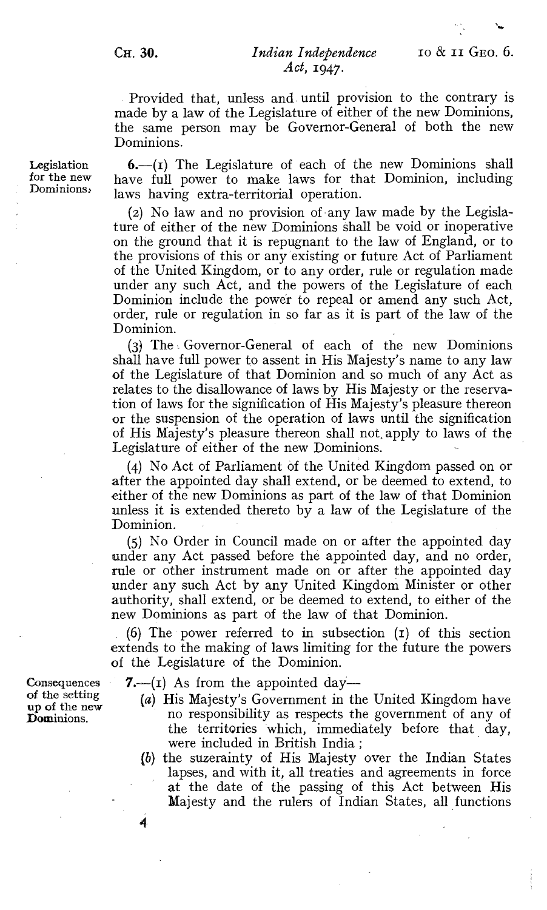Provided that, unless and until provision to the contrary is made by a law of the Legislature of either of the new Dominions, the same person may be Governor-General of both the new Dominions.

**Legislation for the new Dominions.**

**6.**—(1) The Legislature of each of the new Dominions shall have full power to make laws for that Dominion, including laws having extra-territorial operation.

(2) No law and no provision of any law made by the Legislature of either of the new Dominions shall be void or inoperative on the ground that it is repugnant to the law of England, or to the provisions of this or any existing or future Act of Parliament of the United Kingdom, or to any order, rule or regulation made under any such Act, and the powers of the Legislature of each Dominion include the power to repeal or amend any such Act, order, rule or regulation in so far as it is part of the law of the Dominion.

(3) The Governor-General of each of the new Dominions shall have full power to assent in His Majesty's name to any law of the Legislature of that Dominion and so much of any Act as relates to the disallowance of laws by His Majesty or the reservation of laws for the signification of His Majesty's pleasure thereon or the suspension of the operation of laws until the signification of His Majesty's pleasure thereon shall not apply to laws of the Legislature of either of the new Dominions.

(4) No Act of Parliament of the United Kingdom passed on or after the appointed day shall extend, or be deemed to extend, to either of the new Dominions as part of the law of that Dominion unless it is extended thereto by a law of the Legislature of the Dominion.

(5) No Order in Council made on or after the appointed day under any Act passed before the appointed day, and no order, rule or other instrument made on or after the appointed day under any such Act by any United Kingdom Minister or other authority, shall extend, or be deemed to extend, to either of the new Dominions as part of the law of that Dominion.

(6) The power referred to in subsection (1) of this section extends to the making of laws limiting for the future the powers of the Legislature of the Dominion.

**Consequences of the setting up of the new Dominions.**

**7.**—(1) As from the appointed day—

(*a*) His Majesty's Government in the United Kingdom have no responsibility as respects the government of any of the territories which, immediately before that day, were included in British India;

(*b*) the suzerainty of His Majesty over the Indian States lapses, and with it, all treaties and agreements in force at the date of the passing of this Act between His Majesty and the rulers of Indian States, all functions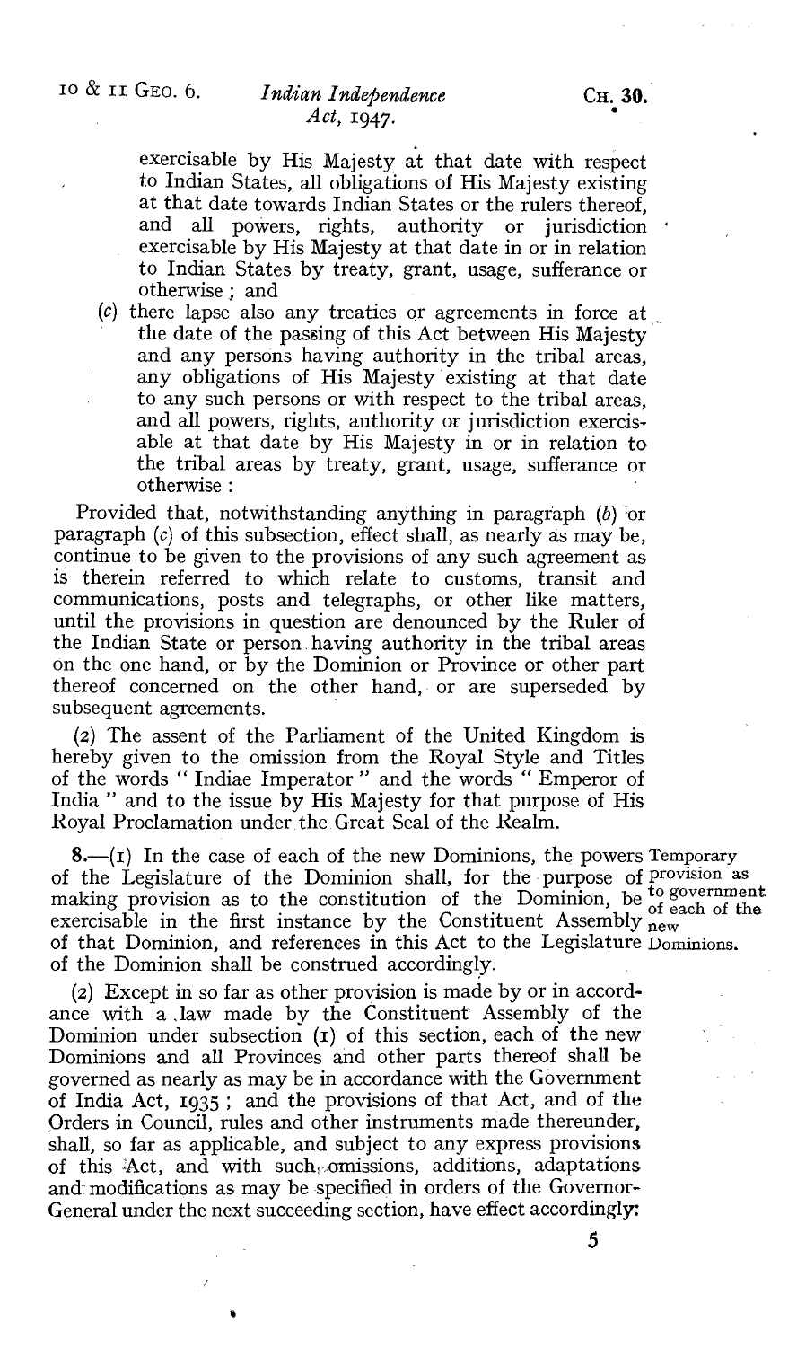exercisable by His Majesty at that date with respect to Indian States, all obligations of His Majesty existing at that date towards Indian States or the rulers thereof, and all powers, rights, authority or jurisdiction exercisable by His Majesty at that date in or in relation to Indian States by treaty, grant, usage, sufferance or otherwise; and

(c) there lapse also any treaties or agreements in force at the date of the passing of this Act between His Majesty and any persons having authority in the tribal areas, any obligations of His Majesty existing at that date to any such persons or with respect to the tribal areas, and all powers, rights, authority or jurisdiction exercisable at that date by His Majesty in or in relation to the tribal areas by treaty, grant, usage, sufferance or otherwise:

Provided that, notwithstanding anything in paragraph (b) or paragraph (c) of this subsection, effect shall, as nearly as may be, continue to be given to the provisions of any such agreement as is therein referred to which relate to customs, transit and communications, posts and telegraphs, or other like matters, until the provisions in question are denounced by the Ruler of the Indian State or person having authority in the tribal areas on the one hand, or by the Dominion or Province or other part thereof concerned on the other hand, or are superseded by subsequent agreements.

(2) The assent of the Parliament of the United Kingdom is hereby given to the omission from the Royal Style and Titles of the words "Indiae Imperator" and the words "Emperor of India" and to the issue by His Majesty for that purpose of His Royal Proclamation under the Great Seal of the Realm.

*Temporary provision as to government of each of the new Dominions.*

**8.**—(1) In the case of each of the new Dominions, the powers of the Legislature of the Dominion shall, for the purpose of making provision as to the constitution of the Dominion, be exercisable in the first instance by the Constituent Assembly of that Dominion, and references in this Act to the Legislature of the Dominion shall be construed accordingly.

(2) Except in so far as other provision is made by or in accordance with a law made by the Constituent Assembly of the Dominion under subsection (1) of this section, each of the new Dominions and all Provinces and other parts thereof shall be governed as nearly as may be in accordance with the Government of India Act, 1935; and the provisions of that Act, and of the Orders in Council, rules and other instruments made thereunder, shall, so far as applicable, and subject to any express provisions of this Act, and with such omissions, additions, adaptations and modifications as may be specified in orders of the Governor-General under the next succeeding section, have effect accordingly: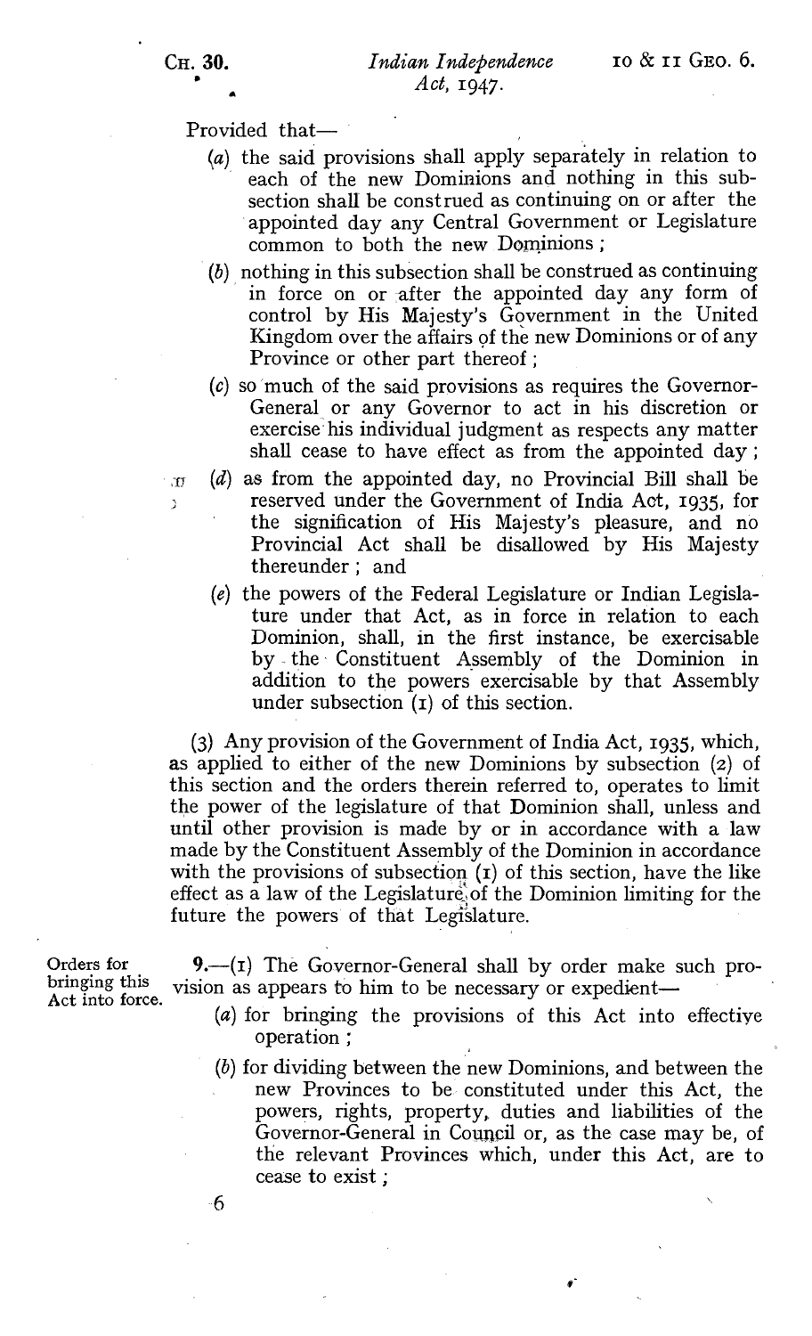Provided that—

(a) the said provisions shall apply separately in relation to each of the new Dominions and nothing in this subsection shall be construed as continuing on or after the appointed day any Central Government or Legislature common to both the new Dominions;

(b) nothing in this subsection shall be construed as continuing in force on or after the appointed day any form of control by His Majesty's Government in the United Kingdom over the affairs of the new Dominions or of any Province or other part thereof;

(c) so much of the said provisions as requires the Governor-General or any Governor to act in his discretion or exercise his individual judgment as respects any matter shall cease to have effect as from the appointed day;

(d) as from the appointed day, no Provincial Bill shall be reserved under the Government of India Act, 1935, for the signification of His Majesty's pleasure, and no Provincial Act shall be disallowed by His Majesty thereunder; and

(e) the powers of the Federal Legislature or Indian Legislature under that Act, as in force in relation to each Dominion, shall, in the first instance, be exercisable by the Constituent Assembly of the Dominion in addition to the powers exercisable by that Assembly under subsection (1) of this section.

(3) Any provision of the Government of India Act, 1935, which, as applied to either of the new Dominions by subsection (2) of this section and the orders therein referred to, operates to limit the power of the legislature of that Dominion shall, unless and until other provision is made by or in accordance with a law made by the Constituent Assembly of the Dominion in accordance with the provisions of subsection (1) of this section, have the like effect as a law of the Legislature of the Dominion limiting for the future the powers of that Legislature.

Orders for bringing this Act into force.

9.—(1) The Governor-General shall by order make such provision as appears to him to be necessary or expedient—

(a) for bringing the provisions of this Act into effective operation;

(b) for dividing between the new Dominions, and between the new Provinces to be constituted under this Act, the powers, rights, property, duties and liabilities of the Governor-General in Council or, as the case may be, of the relevant Provinces which, under this Act, are to cease to exist;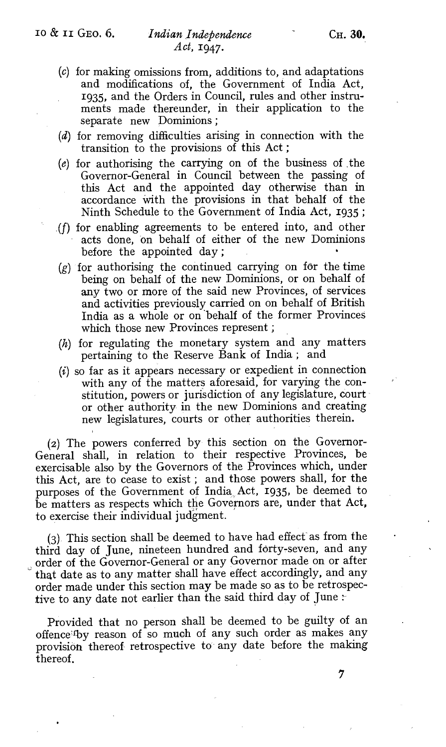(c) for making omissions from, additions to, and adaptations and modifications of, the Government of India Act, 1935, and the Orders in Council, rules and other instruments made thereunder, in their application to the separate new Dominions;

(d) for removing difficulties arising in connection with the transition to the provisions of this Act;

(e) for authorising the carrying on of the business of the Governor-General in Council between the passing of this Act and the appointed day otherwise than in accordance with the provisions in that behalf of the Ninth Schedule to the Government of India Act, 1935;

(f) for enabling agreements to be entered into, and other acts done, on behalf of either of the new Dominions before the appointed day;

(g) for authorising the continued carrying on for the time being on behalf of the new Dominions, or on behalf of any two or more of the said new Provinces, of services and activities previously carried on on behalf of British India as a whole or on behalf of the former Provinces which those new Provinces represent;

(h) for regulating the monetary system and any matters pertaining to the Reserve Bank of India; and

(i) so far as it appears necessary or expedient in connection with any of the matters aforesaid, for varying the constitution, powers or jurisdiction of any legislature, court or other authority in the new Dominions and creating new legislatures, courts or other authorities therein.

(2) The powers conferred by this section on the Governor-General shall, in relation to their respective Provinces, be exercisable also by the Governors of the Provinces which, under this Act, are to cease to exist; and those powers shall, for the purposes of the Government of India Act, 1935, be deemed to be matters as respects which the Governors are, under that Act, to exercise their individual judgment.

(3) This section shall be deemed to have had effect as from the third day of June, nineteen hundred and forty-seven, and any order of the Governor-General or any Governor made on or after that date as to any matter shall have effect accordingly, and any order made under this section may be made so as to be retrospective to any date not earlier than the said third day of June:

Provided that no person shall be deemed to be guilty of an offence by reason of so much of any such order as makes any provision thereof retrospective to any date before the making thereof.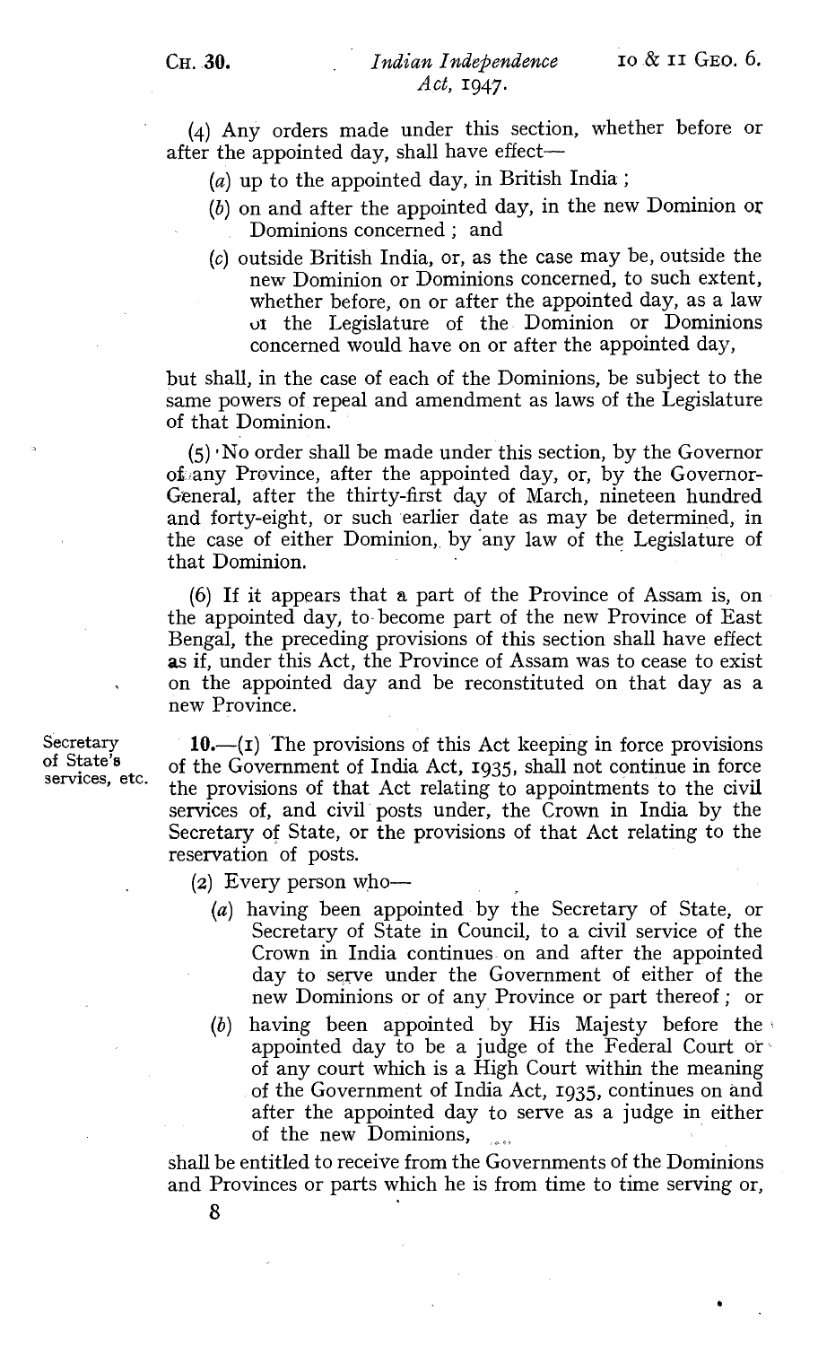(4) Any orders made under this section, whether before or after the appointed day, shall have effect—

(a) up to the appointed day, in British India;

(b) on and after the appointed day, in the new Dominion or Dominions concerned; and

(c) outside British India, or, as the case may be, outside the new Dominion or Dominions concerned, to such extent, whether before, on or after the appointed day, as a law of the Legislature of the Dominion or Dominions concerned would have on or after the appointed day,

but shall, in the case of each of the Dominions, be subject to the same powers of repeal and amendment as laws of the Legislature of that Dominion.

(5) No order shall be made under this section, by the Governor of any Province, after the appointed day, or, by the Governor-General, after the thirty-first day of March, nineteen hundred and forty-eight, or such earlier date as may be determined, in the case of either Dominion, by any law of the Legislature of that Dominion.

(6) If it appears that a part of the Province of Assam is, on the appointed day, to become part of the new Province of East Bengal, the preceding provisions of this section shall have effect as if, under this Act, the Province of Assam was to cease to exist on the appointed day and be reconstituted on that day as a new Province.

Secretary of State's services, etc.

**10.**—(1) The provisions of this Act keeping in force provisions of the Government of India Act, 1935, shall not continue in force the provisions of that Act relating to appointments to the civil services of, and civil posts under, the Crown in India by the Secretary of State, or the provisions of that Act relating to the reservation of posts.

(2) Every person who—

(a) having been appointed by the Secretary of State, or Secretary of State in Council, to a civil service of the Crown in India continues on and after the appointed day to serve under the Government of either of the new Dominions or of any Province or part thereof; or

(b) having been appointed by His Majesty before the appointed day to be a judge of the Federal Court or of any court which is a High Court within the meaning of the Government of India Act, 1935, continues on and after the appointed day to serve as a judge in either of the new Dominions,

shall be entitled to receive from the Governments of the Dominions and Provinces or parts which he is from time to time serving or,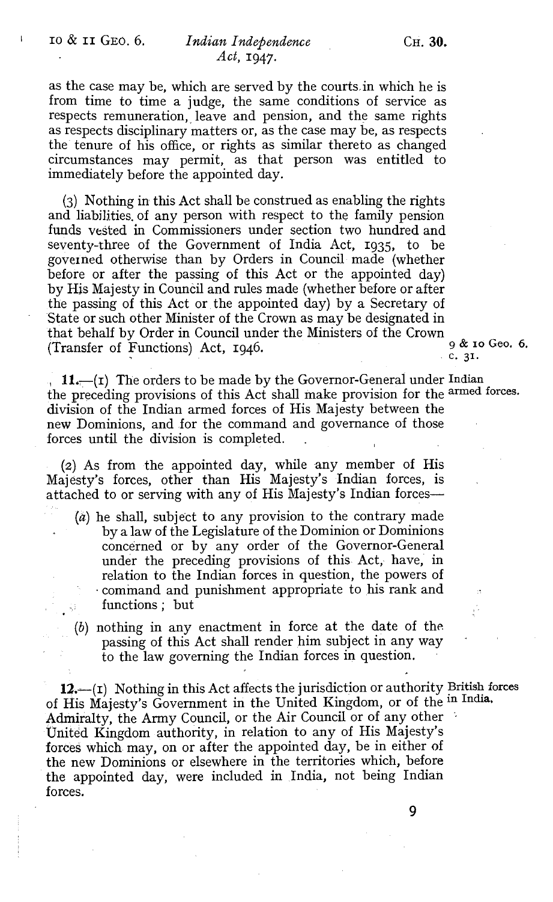as the case may be, which are served by the courts in which he is from time to time a judge, the same conditions of service as respects remuneration, leave and pension, and the same rights as respects disciplinary matters or, as the case may be, as respects the tenure of his office, or rights as similar thereto as changed circumstances may permit, as that person was entitled to immediately before the appointed day.

(3) Nothing in this Act shall be construed as enabling the rights and liabilities of any person with respect to the family pension funds vested in Commissioners under section two hundred and seventy-three of the Government of India Act, 1935, to be governed otherwise than by Orders in Council made (whether before or after the passing of this Act or the appointed day) by His Majesty in Council and rules made (whether before or after the passing of this Act or the appointed day) by a Secretary of State or such other Minister of the Crown as may be designated in that behalf by Order in Council under the Ministers of the Crown (Transfer of Functions) Act, 1946. 9 & 10 Geo. 6. c. 31.

**Indian armed forces.**

**11.**—(1) The orders to be made by the Governor-General under the preceding provisions of this Act shall make provision for the division of the Indian armed forces of His Majesty between the new Dominions, and for the command and governance of those forces until the division is completed.

(2) As from the appointed day, while any member of His Majesty's forces, other than His Majesty's Indian forces, is attached to or serving with any of His Majesty's Indian forces—

- (*a*) he shall, subject to any provision to the contrary made by a law of the Legislature of the Dominion or Dominions concerned or by any order of the Governor-General under the preceding provisions of this Act, have, in relation to the Indian forces in question, the powers of command and punishment appropriate to his rank and functions; but
- (*b*) nothing in any enactment in force at the date of the passing of this Act shall render him subject in any way to the law governing the Indian forces in question.

**British forces in India.**

**12.**—(1) Nothing in this Act affects the jurisdiction or authority of His Majesty's Government in the United Kingdom, or of the Admiralty, the Army Council, or the Air Council or of any other United Kingdom authority, in relation to any of His Majesty's forces which may, on or after the appointed day, be in either of the new Dominions or elsewhere in the territories which, before the appointed day, were included in India, not being Indian forces.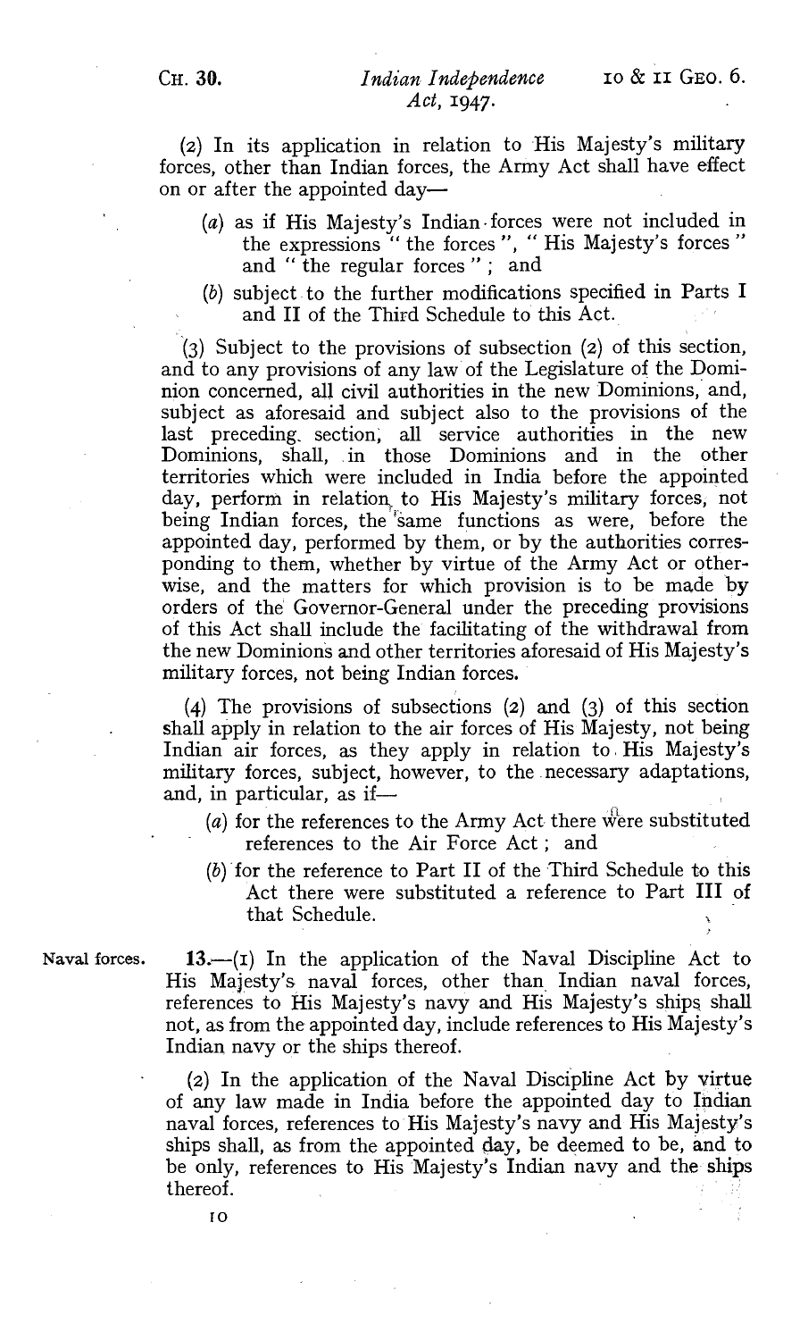(2) In its application in relation to His Majesty's military forces, other than Indian forces, the Army Act shall have effect on or after the appointed day—

(a) as if His Majesty's Indian forces were not included in the expressions "the forces", "His Majesty's forces" and "the regular forces"; and

(b) subject to the further modifications specified in Parts I and II of the Third Schedule to this Act.

(3) Subject to the provisions of subsection (2) of this section, and to any provisions of any law of the Legislature of the Dominion concerned, all civil authorities in the new Dominions, and, subject as aforesaid and subject also to the provisions of the last preceding section, all service authorities in the new Dominions, shall, in those Dominions and in the other territories which were included in India before the appointed day, perform in relation to His Majesty's military forces, not being Indian forces, the same functions as were, before the appointed day, performed by them, or by the authorities corresponding to them, whether by virtue of the Army Act or otherwise, and the matters for which provision is to be made by orders of the Governor-General under the preceding provisions of this Act shall include the facilitating of the withdrawal from the new Dominions and other territories aforesaid of His Majesty's military forces, not being Indian forces.

(4) The provisions of subsections (2) and (3) of this section shall apply in relation to the air forces of His Majesty, not being Indian air forces, as they apply in relation to His Majesty's military forces, subject, however, to the necessary adaptations, and, in particular, as if—

(a) for the references to the Army Act there were substituted references to the Air Force Act; and

(b) for the reference to Part II of the Third Schedule to this Act there were substituted a reference to Part III of that Schedule.

Naval forces.

**13.**—(1) In the application of the Naval Discipline Act to His Majesty's naval forces, other than Indian naval forces, references to His Majesty's navy and His Majesty's ships shall not, as from the appointed day, include references to His Majesty's Indian navy or the ships thereof.

(2) In the application of the Naval Discipline Act by virtue of any law made in India before the appointed day to Indian naval forces, references to His Majesty's navy and His Majesty's ships shall, as from the appointed day, be deemed to be, and to be only, references to His Majesty's Indian navy and the ships thereof.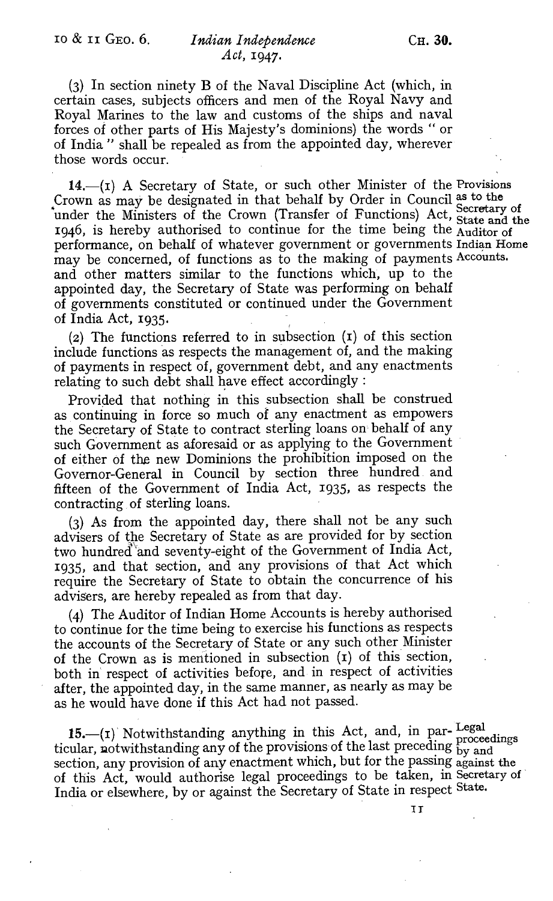(3) In section ninety B of the Naval Discipline Act (which, in certain cases, subjects officers and men of the Royal Navy and Royal Marines to the law and customs of the ships and naval forces of other parts of His Majesty's dominions) the words " or of India " shall be repealed as from the appointed day, wherever those words occur.

**Provisions as to the Secretary of State and the Auditor of Indian Home Accounts.**

**14.**—(1) A Secretary of State, or such other Minister of the Crown as may be designated in that behalf by Order in Council under the Ministers of the Crown (Transfer of Functions) Act, 1946, is hereby authorised to continue for the time being the performance, on behalf of whatever government or governments may be concerned, of functions as to the making of payments and other matters similar to the functions which, up to the appointed day, the Secretary of State was performing on behalf of governments constituted or continued under the Government of India Act, 1935.

(2) The functions referred to in subsection (1) of this section include functions as respects the management of, and the making of payments in respect of, government debt, and any enactments relating to such debt shall have effect accordingly :

Provided that nothing in this subsection shall be construed as continuing in force so much of any enactment as empowers the Secretary of State to contract sterling loans on behalf of any such Government as aforesaid or as applying to the Government of either of the new Dominions the prohibition imposed on the Governor-General in Council by section three hundred and fifteen of the Government of India Act, 1935, as respects the contracting of sterling loans.

(3) As from the appointed day, there shall not be any such advisers of the Secretary of State as are provided for by section two hundred and seventy-eight of the Government of India Act, 1935, and that section, and any provisions of that Act which require the Secretary of State to obtain the concurrence of his advisers, are hereby repealed as from that day.

(4) The Auditor of Indian Home Accounts is hereby authorised to continue for the time being to exercise his functions as respects the accounts of the Secretary of State or any such other Minister of the Crown as is mentioned in subsection (1) of this section, both in respect of activities before, and in respect of activities after, the appointed day, in the same manner, as nearly as may be as he would have done if this Act had not passed.

**Legal proceedings by and against the Secretary of State.**

**15.**—(1) Notwithstanding anything in this Act, and, in particular, notwithstanding any of the provisions of the last preceding section, any provision of any enactment which, but for the passing of this Act, would authorise legal proceedings to be taken, in India or elsewhere, by or against the Secretary of State in respect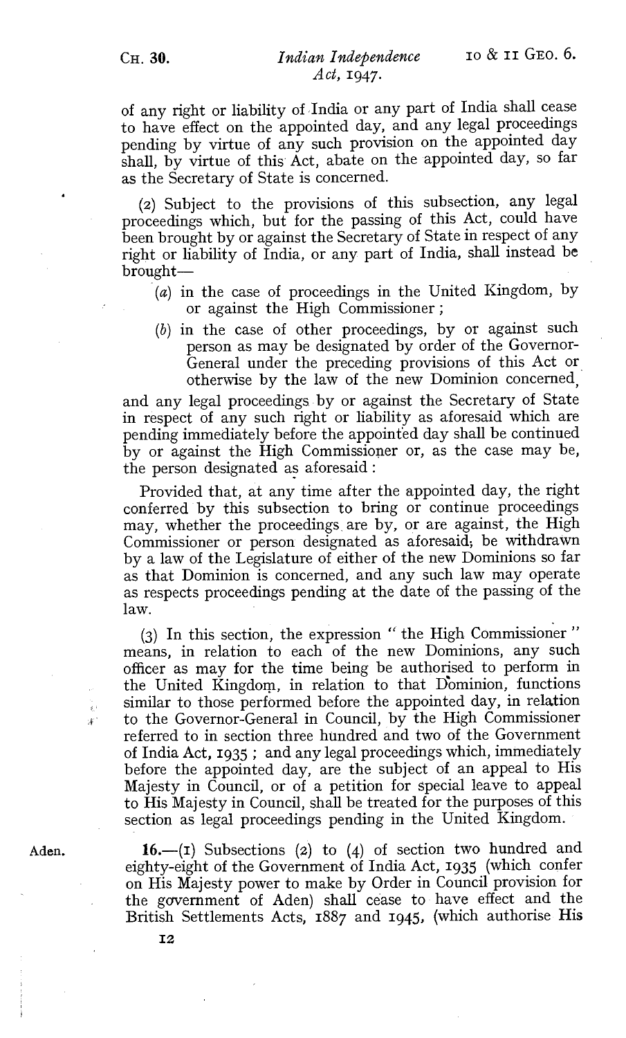of any right or liability of India or any part of India shall cease to have effect on the appointed day, and any legal proceedings pending by virtue of any such provision on the appointed day shall, by virtue of this Act, abate on the appointed day, so far as the Secretary of State is concerned.

(2) Subject to the provisions of this subsection, any legal proceedings which, but for the passing of this Act, could have been brought by or against the Secretary of State in respect of any right or liability of India, or any part of India, shall instead be brought—

(a) in the case of proceedings in the United Kingdom, by or against the High Commissioner;

(b) in the case of other proceedings, by or against such person as may be designated by order of the Governor-General under the preceding provisions of this Act or otherwise by the law of the new Dominion concerned,

and any legal proceedings by or against the Secretary of State in respect of any such right or liability as aforesaid which are pending immediately before the appointed day shall be continued by or against the High Commissioner or, as the case may be, the person designated as aforesaid:

Provided that, at any time after the appointed day, the right conferred by this subsection to bring or continue proceedings may, whether the proceedings are by, or are against, the High Commissioner or person designated as aforesaid, be withdrawn by a law of the Legislature of either of the new Dominions so far as that Dominion is concerned, and any such law may operate as respects proceedings pending at the date of the passing of the law.

(3) In this section, the expression "the High Commissioner" means, in relation to each of the new Dominions, any such officer as may for the time being be authorised to perform in the United Kingdom, in relation to that Dominion, functions similar to those performed before the appointed day, in relation to the Governor-General in Council, by the High Commissioner referred to in section three hundred and two of the Government of India Act, 1935; and any legal proceedings which, immediately before the appointed day, are the subject of an appeal to His Majesty in Council, or of a petition for special leave to appeal to His Majesty in Council, shall be treated for the purposes of this section as legal proceedings pending in the United Kingdom.

Aden.

**16.**—(1) Subsections (2) to (4) of section two hundred and eighty-eight of the Government of India Act, 1935 (which confer on His Majesty power to make by Order in Council provision for the government of Aden) shall cease to have effect and the British Settlements Acts, 1887 and 1945, (which authorise His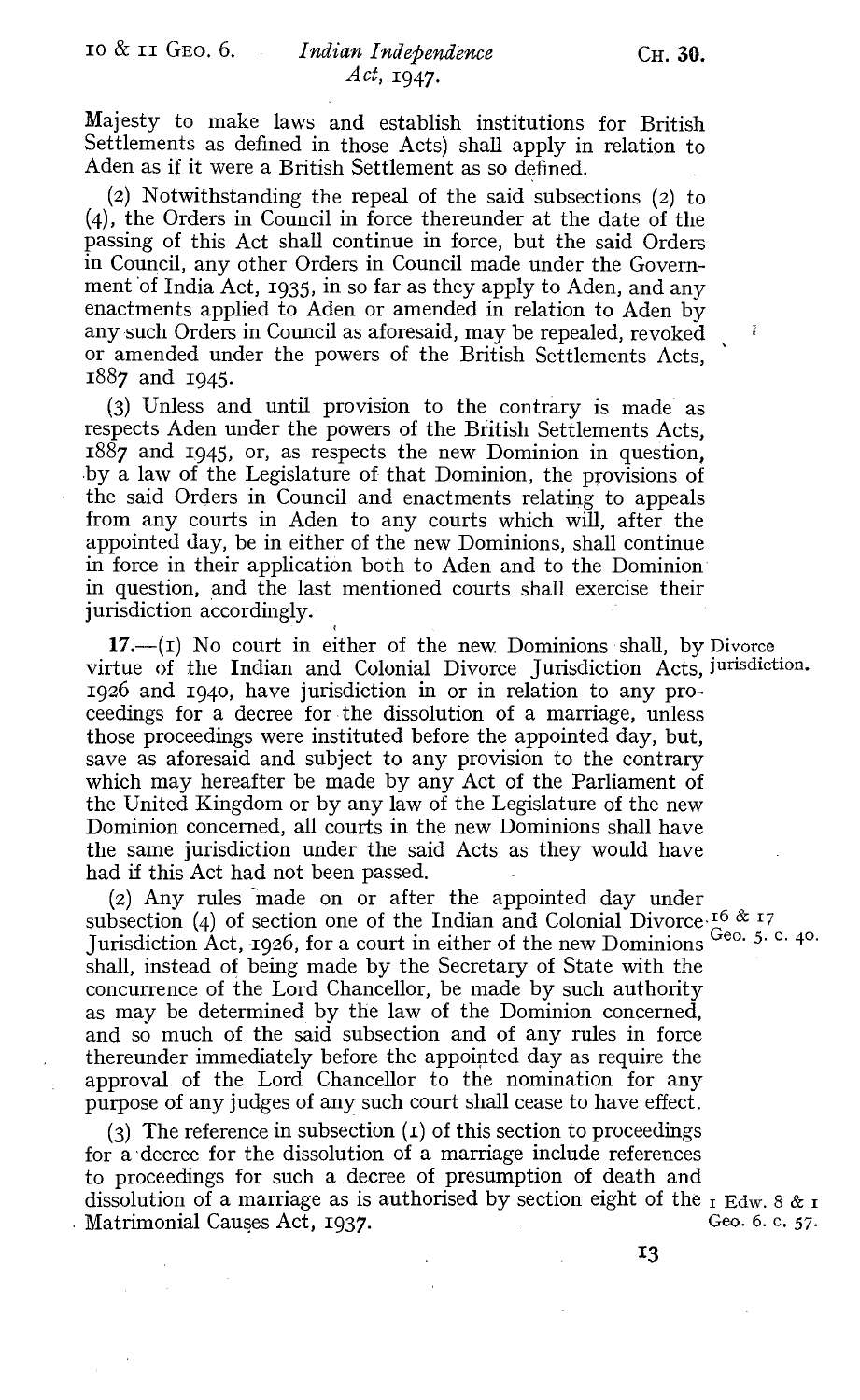Majesty to make laws and establish institutions for British Settlements as defined in those Acts) shall apply in relation to Aden as if it were a British Settlement as so defined.

(2) Notwithstanding the repeal of the said subsections (2) to (4), the Orders in Council in force thereunder at the date of the passing of this Act shall continue in force, but the said Orders in Council, any other Orders in Council made under the Government of India Act, 1935, in so far as they apply to Aden, and any enactments applied to Aden or amended in relation to Aden by any such Orders in Council as aforesaid, may be repealed, revoked or amended under the powers of the British Settlements Acts, 1887 and 1945.

(3) Unless and until provision to the contrary is made as respects Aden under the powers of the British Settlements Acts, 1887 and 1945, or, as respects the new Dominion in question, by a law of the Legislature of that Dominion, the provisions of the said Orders in Council and enactments relating to appeals from any courts in Aden to any courts which will, after the appointed day, be in either of the new Dominions, shall continue in force in their application both to Aden and to the Dominion in question, and the last mentioned courts shall exercise their jurisdiction accordingly.

Divorce jurisdiction.

**17.**—(1) No court in either of the new Dominions shall, by virtue of the Indian and Colonial Divorce Jurisdiction Acts, 1926 and 1940, have jurisdiction in or in relation to any proceedings for a decree for the dissolution of a marriage, unless those proceedings were instituted before the appointed day, but, save as aforesaid and subject to any provision to the contrary which may hereafter be made by any Act of the Parliament of the United Kingdom or by any law of the Legislature of the new Dominion concerned, all courts in the new Dominions shall have the same jurisdiction under the said Acts as they would have had if this Act had not been passed.

16 & 17 Geo. 5. c. 40.

(2) Any rules made on or after the appointed day under subsection (4) of section one of the Indian and Colonial Divorce Jurisdiction Act, 1926, for a court in either of the new Dominions shall, instead of being made by the Secretary of State with the concurrence of the Lord Chancellor, be made by such authority as may be determined by the law of the Dominion concerned, and so much of the said subsection and of any rules in force thereunder immediately before the appointed day as require the approval of the Lord Chancellor to the nomination for any purpose of any judges of any such court shall cease to have effect.

1 Edw. 8 & 1 Geo. 6. c. 57.

(3) The reference in subsection (1) of this section to proceedings for a decree for the dissolution of a marriage include references to proceedings for such a decree of presumption of death and dissolution of a marriage as is authorised by section eight of the Matrimonial Causes Act, 1937.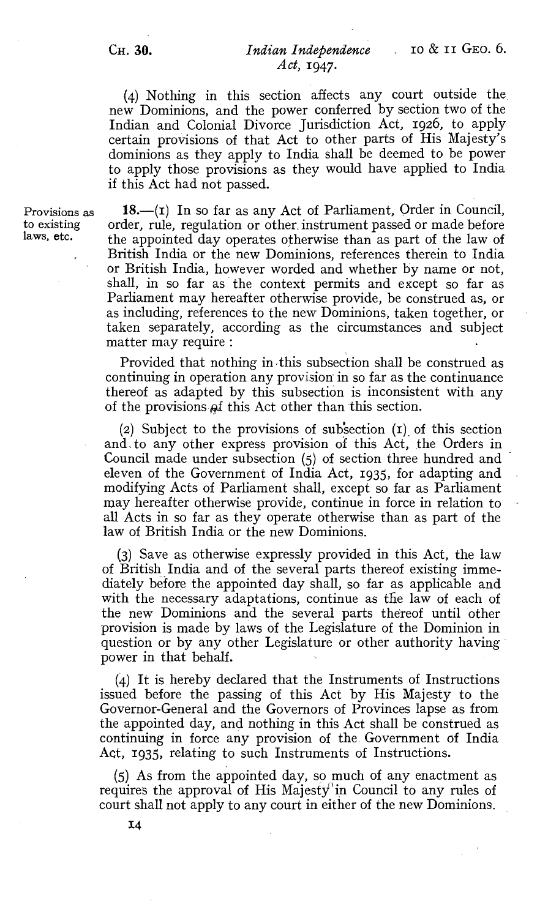(4) Nothing in this section affects any court outside the new Dominions, and the power conferred by section two of the Indian and Colonial Divorce Jurisdiction Act, 1926, to apply certain provisions of that Act to other parts of His Majesty's dominions as they apply to India shall be deemed to be power to apply those provisions as they would have applied to India if this Act had not passed.

Provisions as to existing laws, etc.

**18.**—(1) In so far as any Act of Parliament, Order in Council, order, rule, regulation or other instrument passed or made before the appointed day operates otherwise than as part of the law of British India or the new Dominions, references therein to India or British India, however worded and whether by name or not, shall, in so far as the context permits and except so far as Parliament may hereafter otherwise provide, be construed as, or as including, references to the new Dominions, taken together, or taken separately, according as the circumstances and subject matter may require :

Provided that nothing in this subsection shall be construed as continuing in operation any provision in so far as the continuance thereof as adapted by this subsection is inconsistent with any of the provisions of this Act other than this section.

(2) Subject to the provisions of subsection (1) of this section and to any other express provision of this Act, the Orders in Council made under subsection (5) of section three hundred and eleven of the Government of India Act, 1935, for adapting and modifying Acts of Parliament shall, except so far as Parliament may hereafter otherwise provide, continue in force in relation to all Acts in so far as they operate otherwise than as part of the law of British India or the new Dominions.

(3) Save as otherwise expressly provided in this Act, the law of British India and of the several parts thereof existing immediately before the appointed day shall, so far as applicable and with the necessary adaptations, continue as the law of each of the new Dominions and the several parts thereof until other provision is made by laws of the Legislature of the Dominion in question or by any other Legislature or other authority having power in that behalf.

(4) It is hereby declared that the Instruments of Instructions issued before the passing of this Act by His Majesty to the Governor-General and the Governors of Provinces lapse as from the appointed day, and nothing in this Act shall be construed as continuing in force any provision of the Government of India Act, 1935, relating to such Instruments of Instructions.

(5) As from the appointed day, so much of any enactment as requires the approval of His Majesty in Council to any rules of court shall not apply to any court in either of the new Dominions.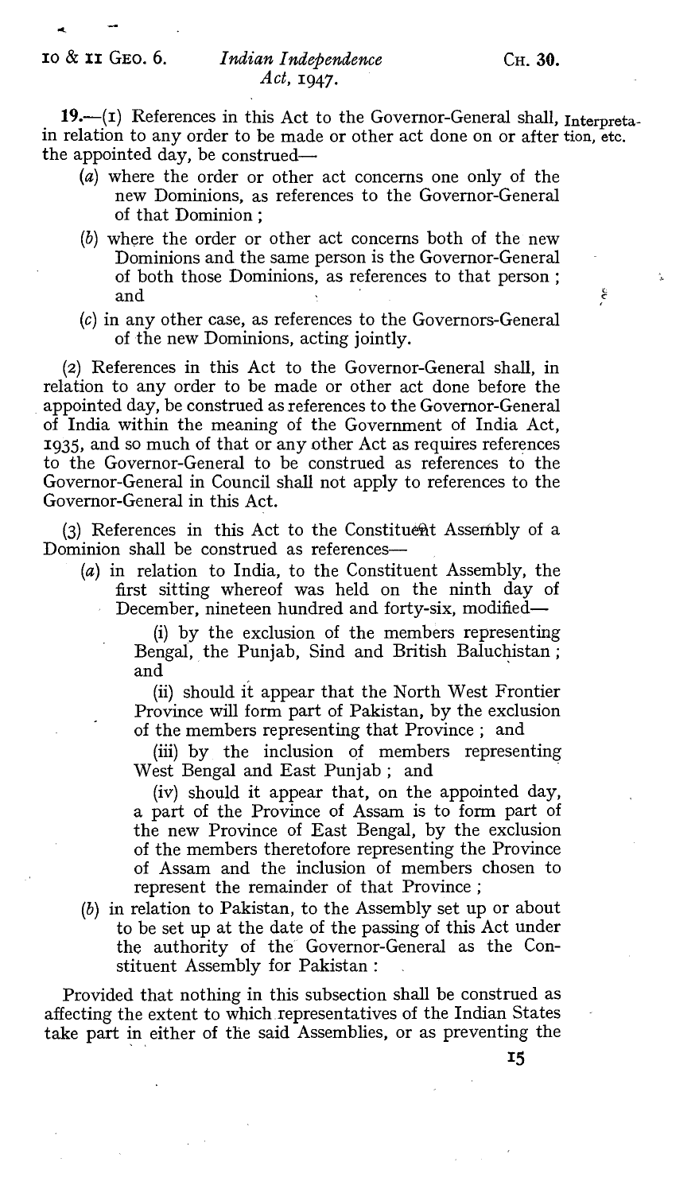**19.**—(1) References in this Act to the Governor-General shall, in relation to any order to be made or other act done on or after the appointed day, be construed—

Interpretation, etc.

(*a*) where the order or other act concerns one only of the new Dominions, as references to the Governor-General of that Dominion;

(*b*) where the order or other act concerns both of the new Dominions and the same person is the Governor-General of both those Dominions, as references to that person; and

(*c*) in any other case, as references to the Governors-General of the new Dominions, acting jointly.

(2) References in this Act to the Governor-General shall, in relation to any order to be made or other act done before the appointed day, be construed as references to the Governor-General of India within the meaning of the Government of India Act, 1935, and so much of that or any other Act as requires references to the Governor-General to be construed as references to the Governor-General in Council shall not apply to references to the Governor-General in this Act.

(3) References in this Act to the Constituent Assembly of a Dominion shall be construed as references—

(*a*) in relation to India, to the Constituent Assembly, the first sitting whereof was held on the ninth day of December, nineteen hundred and forty-six, modified—

(i) by the exclusion of the members representing Bengal, the Punjab, Sind and British Baluchistan; and

(ii) should it appear that the North West Frontier Province will form part of Pakistan, by the exclusion of the members representing that Province; and

(iii) by the inclusion of members representing West Bengal and East Punjab; and

(iv) should it appear that, on the appointed day, a part of the Province of Assam is to form part of the new Province of East Bengal, by the exclusion of the members theretofore representing the Province of Assam and the inclusion of members chosen to represent the remainder of that Province;

(*b*) in relation to Pakistan, to the Assembly set up or about to be set up at the date of the passing of this Act under the authority of the Governor-General as the Constituent Assembly for Pakistan:

Provided that nothing in this subsection shall be construed as affecting the extent to which representatives of the Indian States take part in either of the said Assemblies, or as preventing the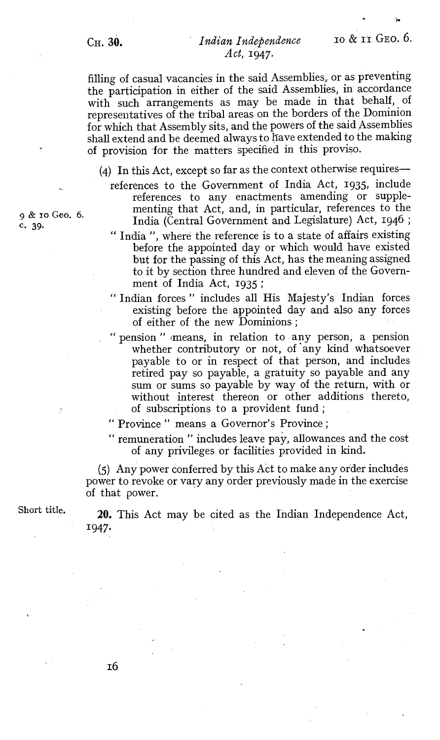filling of casual vacancies in the said Assemblies, or as preventing the participation in either of the said Assemblies, in accordance with such arrangements as may be made in that behalf, of representatives of the tribal areas on the borders of the Dominion for which that Assembly sits, and the powers of the said Assemblies shall extend and be deemed always to have extended to the making of provision for the matters specified in this proviso.

(4) In this Act, except so far as the context otherwise requires—

references to the Government of India Act, 1935, include references to any enactments amending or supplementing that Act, and, in particular, references to the India (Central Government and Legislature) Act, 1946 ;

9 & 10 Geo. 6. c. 39.

" India ", where the reference is to a state of affairs existing before the appointed day or which would have existed but for the passing of this Act, has the meaning assigned to it by section three hundred and eleven of the Government of India Act, 1935 ;

" Indian forces " includes all His Majesty's Indian forces existing before the appointed day and also any forces of either of the new Dominions ;

" pension " means, in relation to any person, a pension whether contributory or not, of any kind whatsoever payable to or in respect of that person, and includes retired pay so payable, a gratuity so payable and any sum or sums so payable by way of the return, with or without interest thereon or other additions thereto, of subscriptions to a provident fund ;

" Province " means a Governor's Province ;

" remuneration " includes leave pay, allowances and the cost of any privileges or facilities provided in kind.

(5) Any power conferred by this Act to make any order includes power to revoke or vary any order previously made in the exercise of that power.

Short title.

**20.** This Act may be cited as the Indian Independence Act, 1947.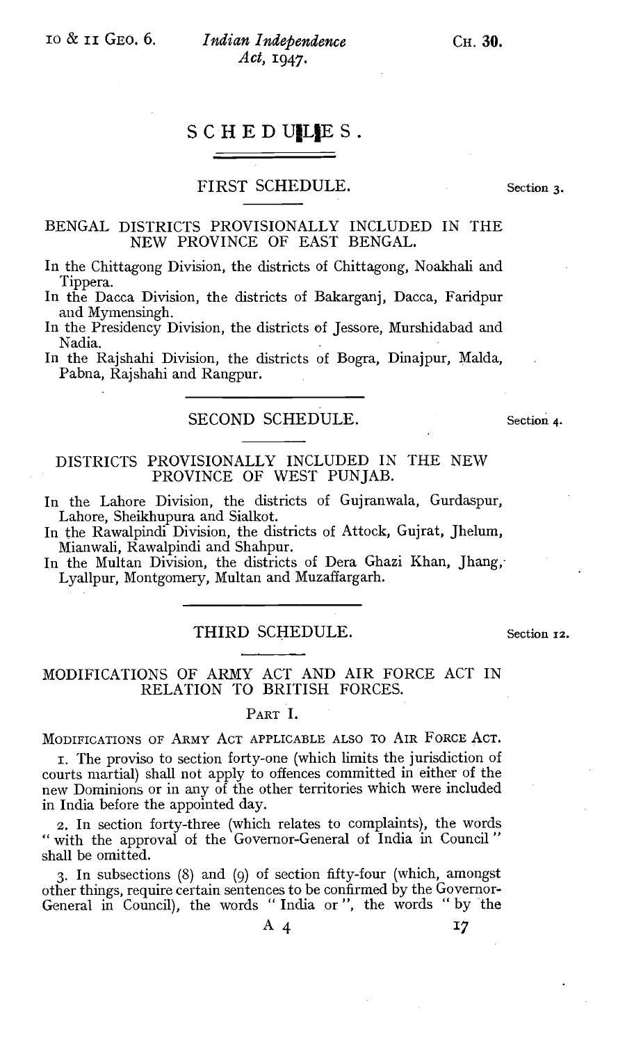# SCHEDULES.

## FIRST SCHEDULE.

Section 3.

### BENGAL DISTRICTS PROVISIONALLY INCLUDED IN THE NEW PROVINCE OF EAST BENGAL.

In the Chittagong Division, the districts of Chittagong, Noakhali and Tippera.

In the Dacca Division, the districts of Bakarganj, Dacca, Faridpur and Mymensingh.

In the Presidency Division, the districts of Jessore, Murshidabad and Nadia.

In the Rajshahi Division, the districts of Bogra, Dinajpur, Malda, Pabna, Rajshahi and Rangpur.

## SECOND SCHEDULE.

Section 4.

### DISTRICTS PROVISIONALLY INCLUDED IN THE NEW PROVINCE OF WEST PUNJAB.

In the Lahore Division, the districts of Gujranwala, Gurdaspur, Lahore, Sheikhupura and Sialkot.

In the Rawalpindi Division, the districts of Attock, Gujrat, Jhelum, Mianwali, Rawalpindi and Shahpur.

In the Multan Division, the districts of Dera Ghazi Khan, Jhang, Lyallpur, Montgomery, Multan and Muzaffargarh.

## THIRD SCHEDULE.

Section 12.

### MODIFICATIONS OF ARMY ACT AND AIR FORCE ACT IN RELATION TO BRITISH FORCES.

#### PART I.

MODIFICATIONS OF ARMY ACT APPLICABLE ALSO TO AIR FORCE ACT.

1. The proviso to section forty-one (which limits the jurisdiction of courts martial) shall not apply to offences committed in either of the new Dominions or in any of the other territories which were included in India before the appointed day.

2. In section forty-three (which relates to complaints), the words "with the approval of the Governor-General of India in Council" shall be omitted.

3. In subsections (8) and (9) of section fifty-four (which, amongst other things, require certain sentences to be confirmed by the Governor-General in Council), the words "India or", the words "by the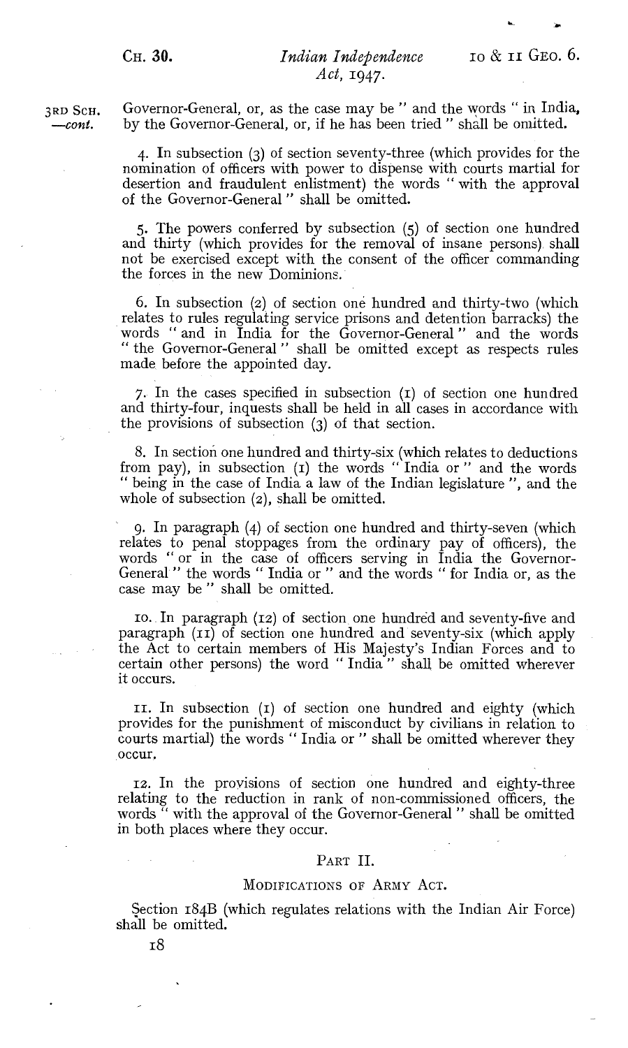Governor-General, or, as the case may be" and the words "in India, by the Governor-General, or, if he has been tried" shall be omitted.

4. In subsection (3) of section seventy-three (which provides for the nomination of officers with power to dispense with courts martial for desertion and fraudulent enlistment) the words "with the approval of the Governor-General" shall be omitted.

5. The powers conferred by subsection (5) of section one hundred and thirty (which provides for the removal of insane persons) shall not be exercised except with the consent of the officer commanding the forces in the new Dominions.

6. In subsection (2) of section one hundred and thirty-two (which relates to rules regulating service prisons and detention barracks) the words "and in India for the Governor-General" and the words "the Governor-General" shall be omitted except as respects rules made before the appointed day.

7. In the cases specified in subsection (1) of section one hundred and thirty-four, inquests shall be held in all cases in accordance with the provisions of subsection (3) of that section.

8. In section one hundred and thirty-six (which relates to deductions from pay), in subsection (1) the words "India or" and the words "being in the case of India a law of the Indian legislature", and the whole of subsection (2), shall be omitted.

9. In paragraph (4) of section one hundred and thirty-seven (which relates to penal stoppages from the ordinary pay of officers), the words "or in the case of officers serving in India the Governor-General" the words "India or" and the words "for India or, as the case may be" shall be omitted.

10. In paragraph (12) of section one hundred and seventy-five and paragraph (11) of section one hundred and seventy-six (which apply the Act to certain members of His Majesty's Indian Forces and to certain other persons) the word "India" shall be omitted wherever it occurs.

11. In subsection (1) of section one hundred and eighty (which provides for the punishment of misconduct by civilians in relation to courts martial) the words "India or" shall be omitted wherever they occur.

12. In the provisions of section one hundred and eighty-three relating to the reduction in rank of non-commissioned officers, the words "with the approval of the Governor-General" shall be omitted in both places where they occur.

## PART II.

### MODIFICATIONS OF ARMY ACT.

Section 184B (which regulates relations with the Indian Air Force) shall be omitted.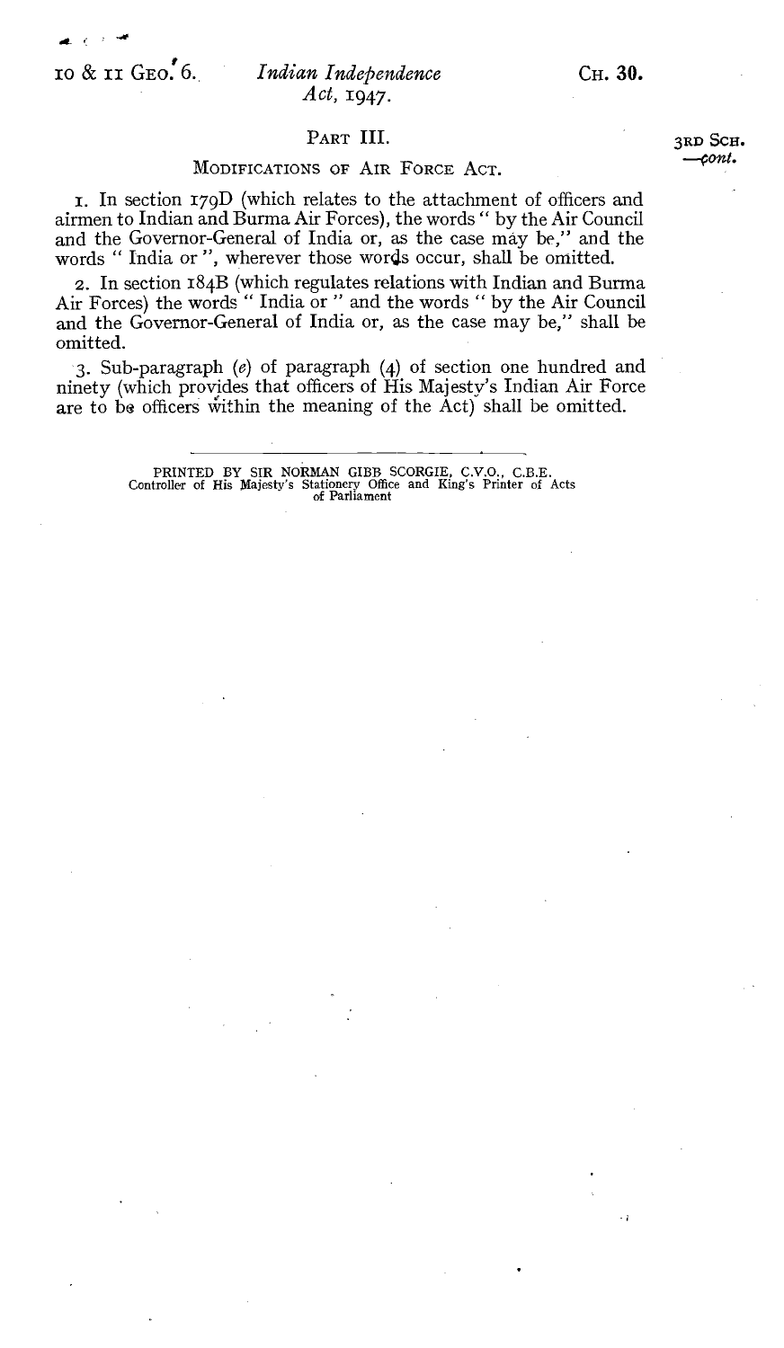## PART III.

### MODIFICATIONS OF AIR FORCE ACT.

1. In section 179D (which relates to the attachment of officers and airmen to Indian and Burma Air Forces), the words " by the Air Council and the Governor-General of India or, as the case may be," and the words " India or ", wherever those words occur, shall be omitted.

2. In section 184B (which regulates relations with Indian and Burma Air Forces) the words " India or " and the words " by the Air Council and the Governor-General of India or, as the case may be," shall be omitted.

3. Sub-paragraph (*e*) of paragraph (4) of section one hundred and ninety (which provides that officers of His Majesty's Indian Air Force are to be officers within the meaning of the Act) shall be omitted.

PRINTED BY SIR NORMAN GIBB SCORGIE, C.V.O., C.B.E.
Controller of His Majesty's Stationery Office and King's Printer of Acts of Parliament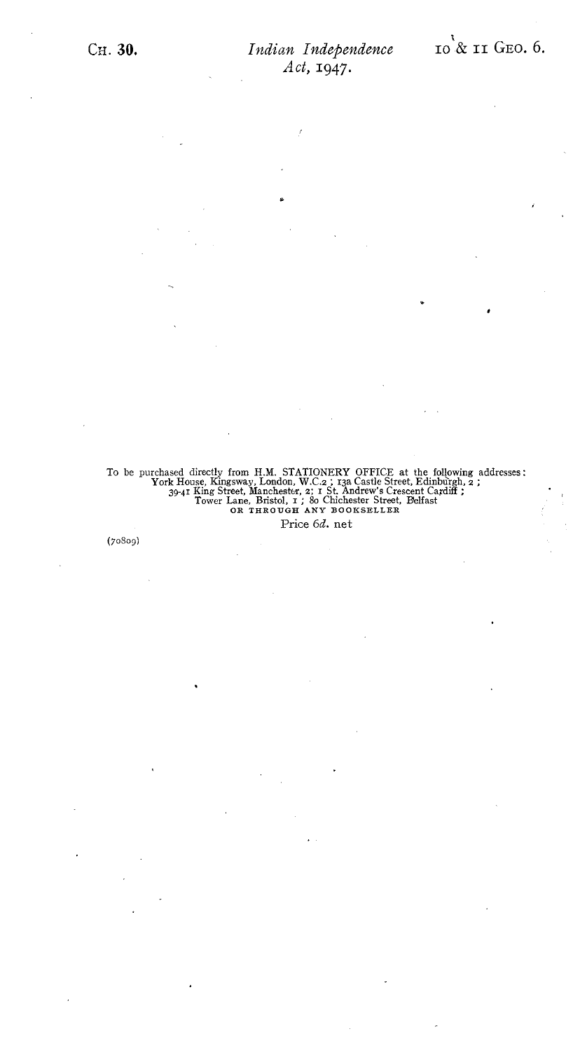To be purchased directly from H.M. STATIONERY OFFICE at the following addresses:
York House, Kingsway, London, W.C.2; 13a Castle Street, Edinburgh, 2;
39-41 King Street, Manchester, 2; 1 St. Andrew's Crescent Cardiff;
Tower Lane, Bristol, 1; 80 Chichester Street, Belfast
OR THROUGH ANY BOOKSELLER

Price 6*d.* net

(70809)